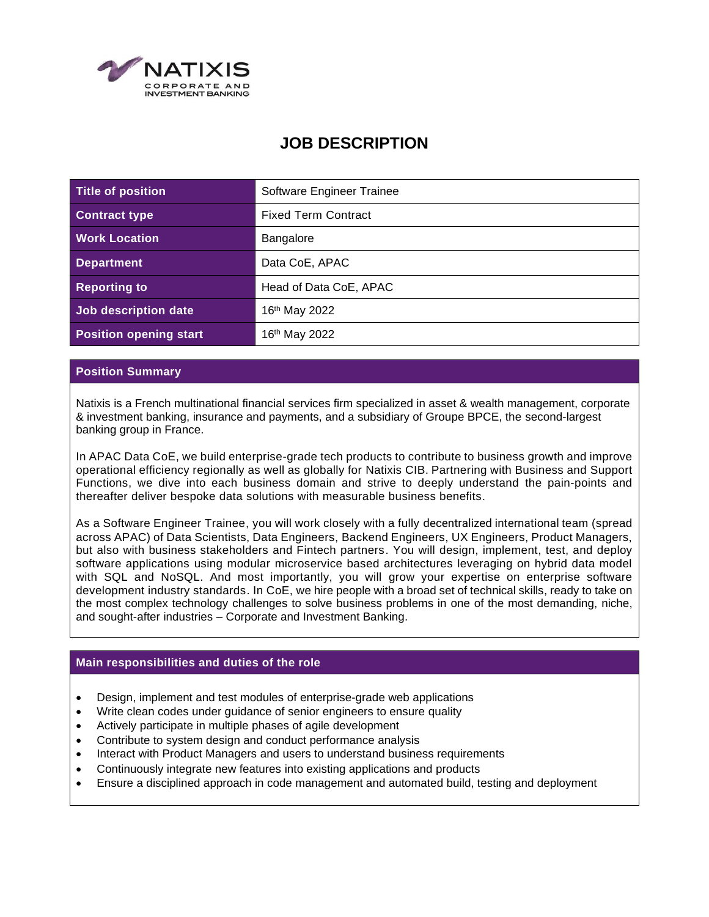# JOB DESCRIPTION

| Title of position | Software Engineer Trainee |
| --- | --- |
| Contract type | Fixed Term Contract |
| Work Location | Bangalore |
| Department | Data CoE, APAC |
| Reporting to | Head of Data CoE, APAC |
| Job description date | 16th May 2022 |
| Position opening start | 16th May 2022 |

## Position Summary

Natixis is a French multinational financial services firm specialized in asset & wealth management, corporate & investment banking, insurance and payments, and a subsidiary of Groupe BPCE, the second-largest banking group in France.

In APAC Data CoE, we build enterprise-grade tech products to contribute to business growth and improve operational efficiency regionally as well as globally for Natixis CIB. Partnering with Business and Support Functions, we dive into each business domain and strive to deeply understand the pain-points and thereafter deliver bespoke data solutions with measurable business benefits.

As a Software Engineer Trainee, you will work closely with a fully decentralized international team (spread across APAC) of Data Scientists, Data Engineers, Backend Engineers, UX Engineers, Product Managers, but also with business stakeholders and Fintech partners. You will design, implement, test, and deploy software applications using modular microservice based architectures leveraging on hybrid data model with SQL and NoSQL. And most importantly, you will grow your expertise on enterprise software development industry standards. In CoE, we hire people with a broad set of technical skills, ready to take on the most complex technology challenges to solve business problems in one of the most demanding, niche, and sought-after industries – Corporate and Investment Banking.

## Main responsibilities and duties of the role

- Design, implement and test modules of enterprise-grade web applications
- Write clean codes under guidance of senior engineers to ensure quality
- Actively participate in multiple phases of agile development
- Contribute to system design and conduct performance analysis
- Interact with Product Managers and users to understand business requirements
- Continuously integrate new features into existing applications and products
- Ensure a disciplined approach in code management and automated build, testing and deployment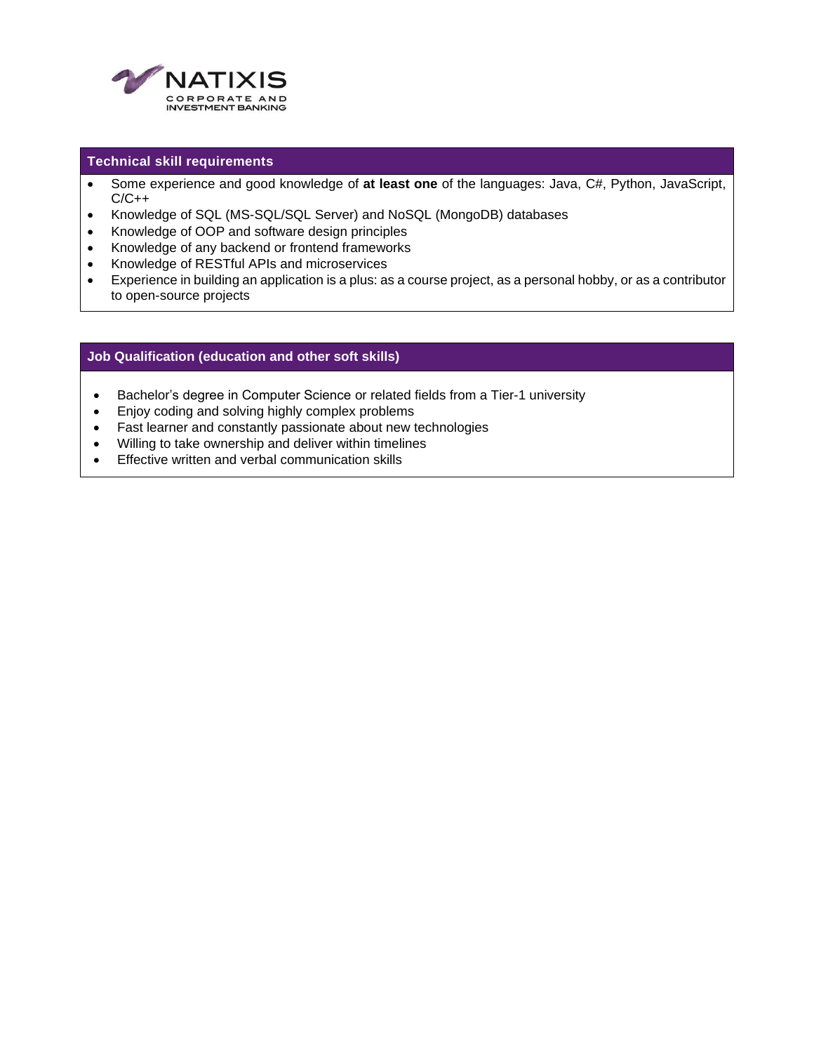## Technical skill requirements

- Some experience and good knowledge of **at least one** of the languages: Java, C#, Python, JavaScript, C/C++
- Knowledge of SQL (MS-SQL/SQL Server) and NoSQL (MongoDB) databases
- Knowledge of OOP and software design principles
- Knowledge of any backend or frontend frameworks
- Knowledge of RESTful APIs and microservices
- Experience in building an application is a plus: as a course project, as a personal hobby, or as a contributor to open-source projects

## Job Qualification (education and other soft skills)

- Bachelor's degree in Computer Science or related fields from a Tier-1 university
- Enjoy coding and solving highly complex problems
- Fast learner and constantly passionate about new technologies
- Willing to take ownership and deliver within timelines
- Effective written and verbal communication skills